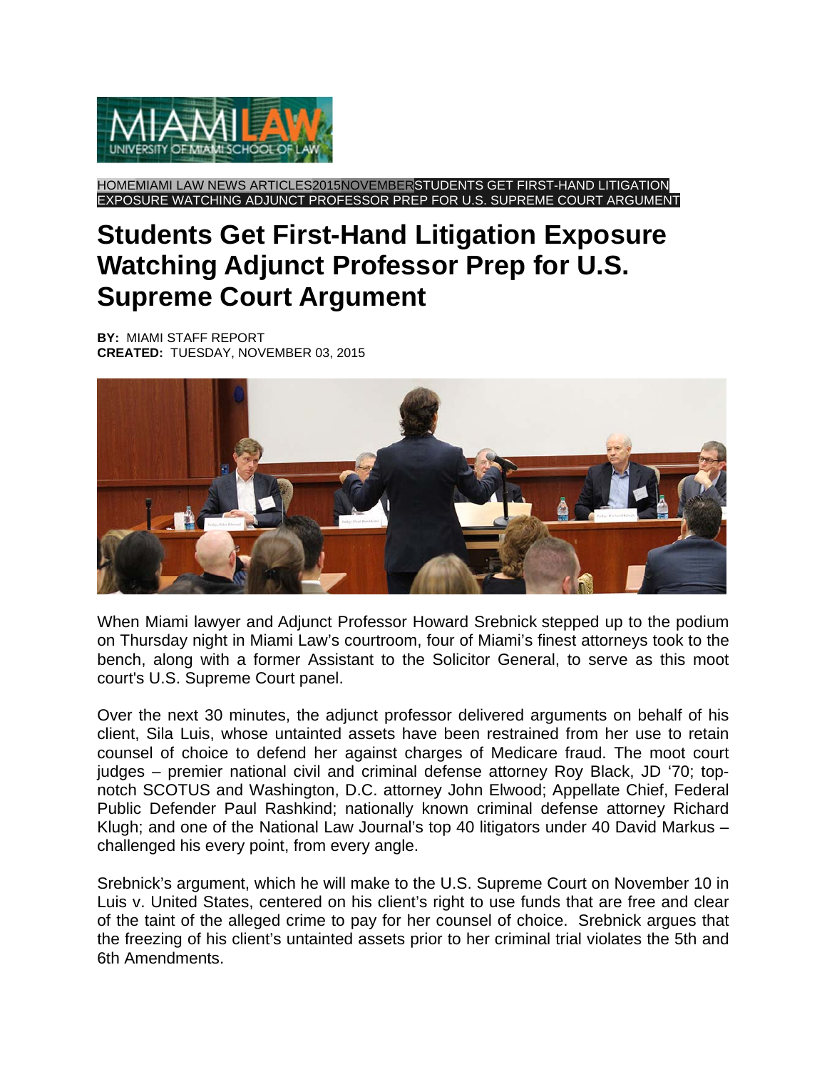HOMEMIAMI LAW NEWS ARTICLES2015NOVEMBERSTUDENTS GET FIRST-HAND LITIGATION EXPOSURE WATCHING ADJUNCT PROFESSOR PREP FOR U.S. SUPREME COURT ARGUMENT

# Students Get First-Hand Litigation Exposure Watching Adjunct Professor Prep for U.S. Supreme Court Argument

**BY:** MIAMI STAFF REPORT
**CREATED:** TUESDAY, NOVEMBER 03, 2015

When Miami lawyer and Adjunct Professor Howard Srebnick stepped up to the podium on Thursday night in Miami Law's courtroom, four of Miami's finest attorneys took to the bench, along with a former Assistant to the Solicitor General, to serve as this moot court's U.S. Supreme Court panel.

Over the next 30 minutes, the adjunct professor delivered arguments on behalf of his client, Sila Luis, whose untainted assets have been restrained from her use to retain counsel of choice to defend her against charges of Medicare fraud. The moot court judges – premier national civil and criminal defense attorney Roy Black, JD '70; top-notch SCOTUS and Washington, D.C. attorney John Elwood; Appellate Chief, Federal Public Defender Paul Rashkind; nationally known criminal defense attorney Richard Klugh; and one of the National Law Journal's top 40 litigators under 40 David Markus – challenged his every point, from every angle.

Srebnick's argument, which he will make to the U.S. Supreme Court on November 10 in Luis v. United States, centered on his client's right to use funds that are free and clear of the taint of the alleged crime to pay for her counsel of choice. Srebnick argues that the freezing of his client's untainted assets prior to her criminal trial violates the 5th and 6th Amendments.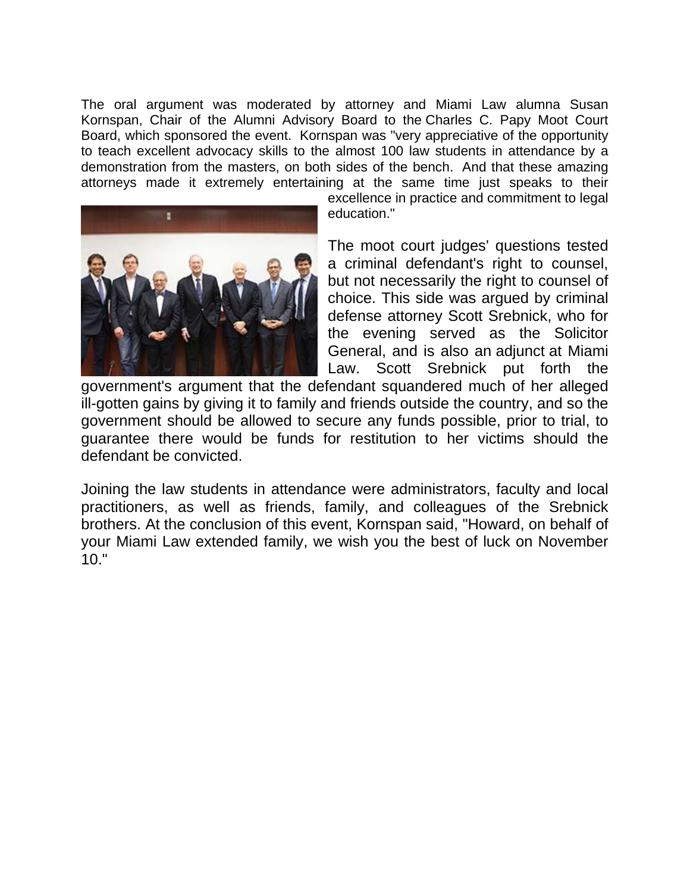The oral argument was moderated by attorney and Miami Law alumna Susan Kornspan, Chair of the Alumni Advisory Board to the Charles C. Papy Moot Court Board, which sponsored the event. Kornspan was "very appreciative of the opportunity to teach excellent advocacy skills to the almost 100 law students in attendance by a demonstration from the masters, on both sides of the bench. And that these amazing attorneys made it extremely entertaining at the same time just speaks to their excellence in practice and commitment to legal education."

The moot court judges' questions tested a criminal defendant's right to counsel, but not necessarily the right to counsel of choice. This side was argued by criminal defense attorney Scott Srebnick, who for the evening served as the Solicitor General, and is also an adjunct at Miami Law. Scott Srebnick put forth the government's argument that the defendant squandered much of her alleged ill-gotten gains by giving it to family and friends outside the country, and so the government should be allowed to secure any funds possible, prior to trial, to guarantee there would be funds for restitution to her victims should the defendant be convicted.

Joining the law students in attendance were administrators, faculty and local practitioners, as well as friends, family, and colleagues of the Srebnick brothers. At the conclusion of this event, Kornspan said, "Howard, on behalf of your Miami Law extended family, we wish you the best of luck on November 10."